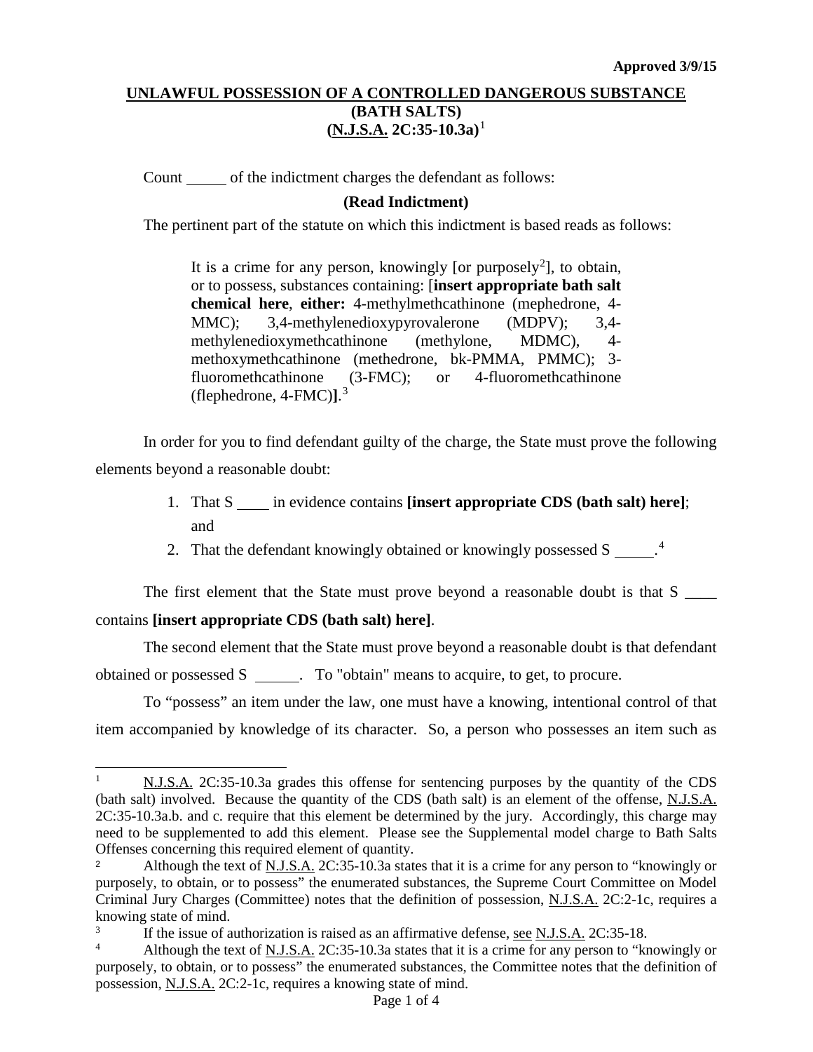**Approved 3/9/15**

**UNLAWFUL POSSESSION OF A CONTROLLED DANGEROUS SUBSTANCE**
**(BATH SALTS)**
**(N.J.S.A. 2C:35-10.3a)**[1]

Count _____ of the indictment charges the defendant as follows:

**(Read Indictment)**

The pertinent part of the statute on which this indictment is based reads as follows:

> It is a crime for any person, knowingly [or purposely[2]], to obtain, or to possess, substances containing: [**insert appropriate bath salt chemical here**, **either:** 4-methylmethcathinone (mephedrone, 4-MMC); 3,4-methylenedioxypyrovalerone (MDPV); 3,4-methylenedioxymethcathinone (methylone, MDMC), 4-methoxymethcathinone (methedrone, bk-PMMA, PMMC); 3-fluoromethcathinone (3-FMC); or 4-fluoromethcathinone (flephedrone, 4-FMC)**]**.[3]

In order for you to find defendant guilty of the charge, the State must prove the following elements beyond a reasonable doubt:

1. That S ____ in evidence contains **[insert appropriate CDS (bath salt) here]**; and
2. That the defendant knowingly obtained or knowingly possessed S _____.[4]

The first element that the State must prove beyond a reasonable doubt is that S ____ contains **[insert appropriate CDS (bath salt) here]**.

The second element that the State must prove beyond a reasonable doubt is that defendant obtained or possessed S ______. To "obtain" means to acquire, to get, to procure.

To "possess" an item under the law, one must have a knowing, intentional control of that item accompanied by knowledge of its character. So, a person who possesses an item such as

---

[1] N.J.S.A. 2C:35-10.3a grades this offense for sentencing purposes by the quantity of the CDS (bath salt) involved. Because the quantity of the CDS (bath salt) is an element of the offense, N.J.S.A. 2C:35-10.3a.b. and c. require that this element be determined by the jury. Accordingly, this charge may need to be supplemented to add this element. Please see the Supplemental model charge to Bath Salts Offenses concerning this required element of quantity.

[2] Although the text of N.J.S.A. 2C:35-10.3a states that it is a crime for any person to "knowingly or purposely, to obtain, or to possess" the enumerated substances, the Supreme Court Committee on Model Criminal Jury Charges (Committee) notes that the definition of possession, N.J.S.A. 2C:2-1c, requires a knowing state of mind.

[3] If the issue of authorization is raised as an affirmative defense, see N.J.S.A. 2C:35-18.

[4] Although the text of N.J.S.A. 2C:35-10.3a states that it is a crime for any person to "knowingly or purposely, to obtain, or to possess" the enumerated substances, the Committee notes that the definition of possession, N.J.S.A. 2C:2-1c, requires a knowing state of mind.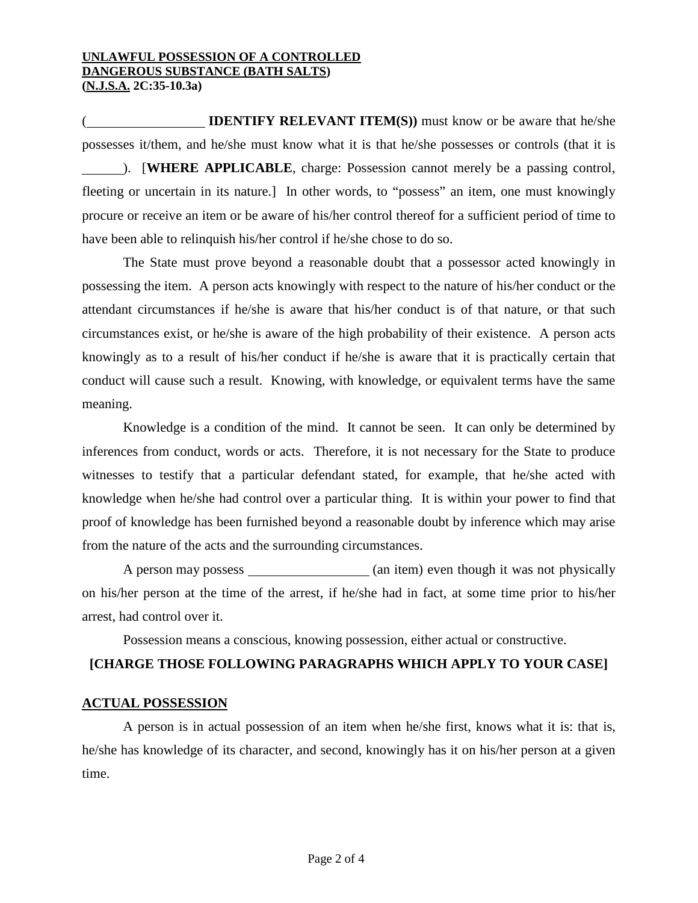(__________________ **IDENTIFY RELEVANT ITEM(S))** must know or be aware that he/she possesses it/them, and he/she must know what it is that he/she possesses or controls (that it is _______). [**WHERE APPLICABLE**, charge: Possession cannot merely be a passing control, fleeting or uncertain in its nature.] In other words, to "possess" an item, one must knowingly procure or receive an item or be aware of his/her control thereof for a sufficient period of time to have been able to relinquish his/her control if he/she chose to do so.

The State must prove beyond a reasonable doubt that a possessor acted knowingly in possessing the item. A person acts knowingly with respect to the nature of his/her conduct or the attendant circumstances if he/she is aware that his/her conduct is of that nature, or that such circumstances exist, or he/she is aware of the high probability of their existence. A person acts knowingly as to a result of his/her conduct if he/she is aware that it is practically certain that conduct will cause such a result. Knowing, with knowledge, or equivalent terms have the same meaning.

Knowledge is a condition of the mind. It cannot be seen. It can only be determined by inferences from conduct, words or acts. Therefore, it is not necessary for the State to produce witnesses to testify that a particular defendant stated, for example, that he/she acted with knowledge when he/she had control over a particular thing. It is within your power to find that proof of knowledge has been furnished beyond a reasonable doubt by inference which may arise from the nature of the acts and the surrounding circumstances.

A person may possess __________________ (an item) even though it was not physically on his/her person at the time of the arrest, if he/she had in fact, at some time prior to his/her arrest, had control over it.

Possession means a conscious, knowing possession, either actual or constructive.

**[CHARGE THOSE FOLLOWING PARAGRAPHS WHICH APPLY TO YOUR CASE]**

**ACTUAL POSSESSION**

A person is in actual possession of an item when he/she first, knows what it is: that is, he/she has knowledge of its character, and second, knowingly has it on his/her person at a given time.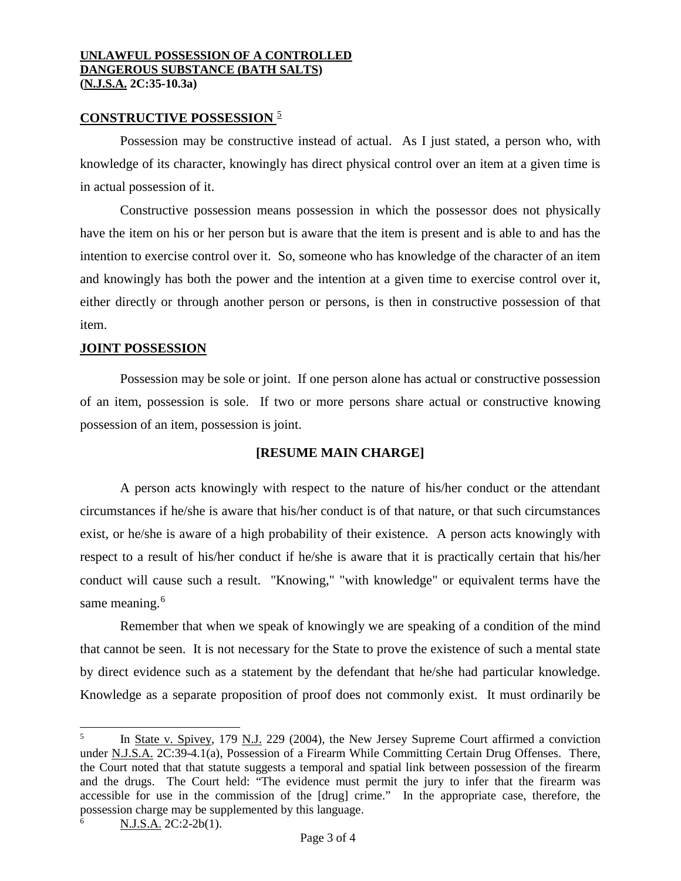**CONSTRUCTIVE POSSESSION** [5]

Possession may be constructive instead of actual. As I just stated, a person who, with knowledge of its character, knowingly has direct physical control over an item at a given time is in actual possession of it.

Constructive possession means possession in which the possessor does not physically have the item on his or her person but is aware that the item is present and is able to and has the intention to exercise control over it. So, someone who has knowledge of the character of an item and knowingly has both the power and the intention at a given time to exercise control over it, either directly or through another person or persons, is then in constructive possession of that item.

**JOINT POSSESSION**

Possession may be sole or joint. If one person alone has actual or constructive possession of an item, possession is sole. If two or more persons share actual or constructive knowing possession of an item, possession is joint.

**[RESUME MAIN CHARGE]**

A person acts knowingly with respect to the nature of his/her conduct or the attendant circumstances if he/she is aware that his/her conduct is of that nature, or that such circumstances exist, or he/she is aware of a high probability of their existence. A person acts knowingly with respect to a result of his/her conduct if he/she is aware that it is practically certain that his/her conduct will cause such a result. "Knowing," "with knowledge" or equivalent terms have the same meaning.[6]

Remember that when we speak of knowingly we are speaking of a condition of the mind that cannot be seen. It is not necessary for the State to prove the existence of such a mental state by direct evidence such as a statement by the defendant that he/she had particular knowledge. Knowledge as a separate proposition of proof does not commonly exist. It must ordinarily be

---

[5] In State v. Spivey, 179 N.J. 229 (2004), the New Jersey Supreme Court affirmed a conviction under N.J.S.A. 2C:39-4.1(a), Possession of a Firearm While Committing Certain Drug Offenses. There, the Court noted that that statute suggests a temporal and spatial link between possession of the firearm and the drugs. The Court held: "The evidence must permit the jury to infer that the firearm was accessible for use in the commission of the [drug] crime." In the appropriate case, therefore, the possession charge may be supplemented by this language.

[6] N.J.S.A. 2C:2-2b(1).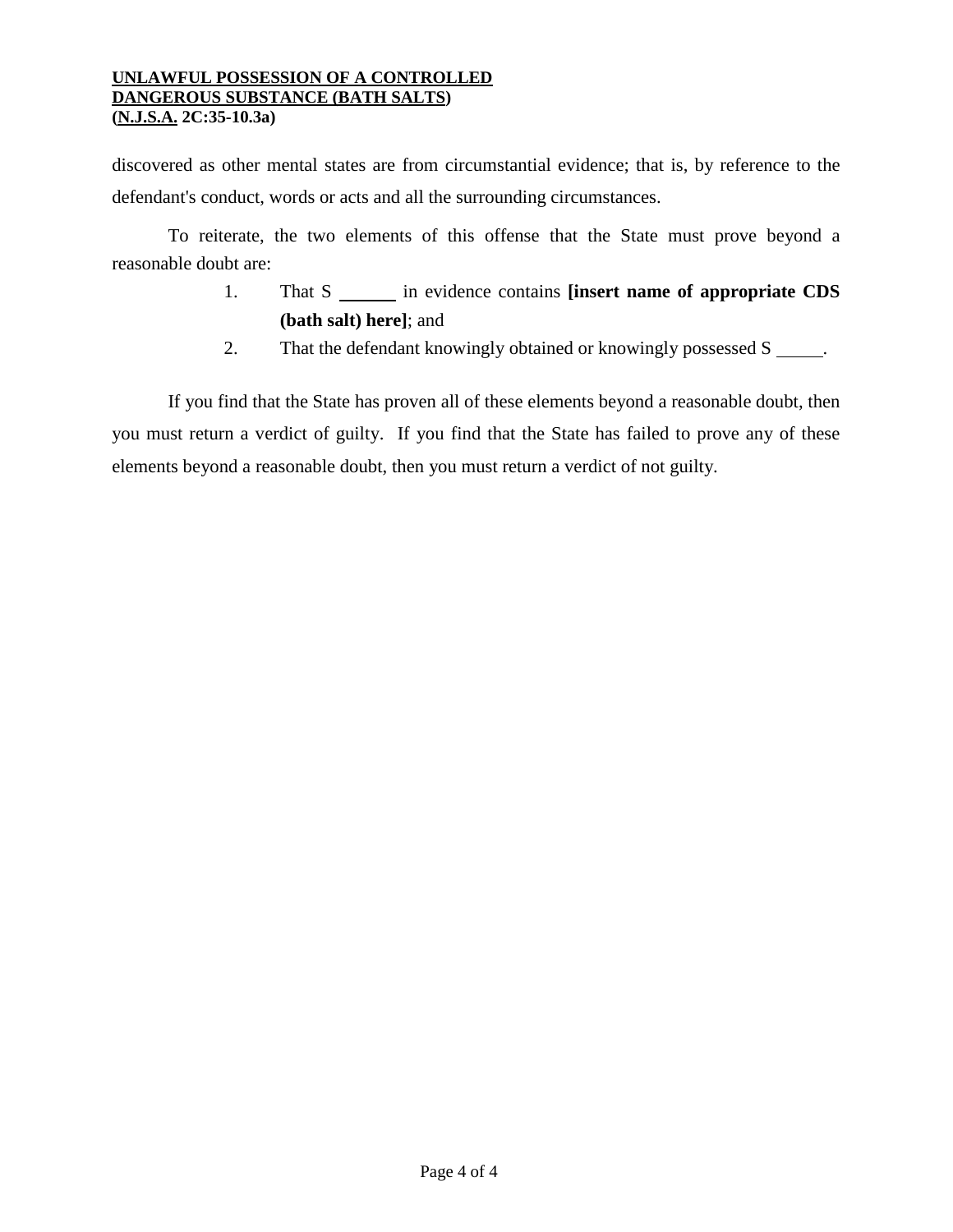discovered as other mental states are from circumstantial evidence; that is, by reference to the defendant's conduct, words or acts and all the surrounding circumstances.

To reiterate, the two elements of this offense that the State must prove beyond a reasonable doubt are:

1. That S ______ in evidence contains **[insert name of appropriate CDS (bath salt) here]**; and
2. That the defendant knowingly obtained or knowingly possessed S _____.

If you find that the State has proven all of these elements beyond a reasonable doubt, then you must return a verdict of guilty. If you find that the State has failed to prove any of these elements beyond a reasonable doubt, then you must return a verdict of not guilty.